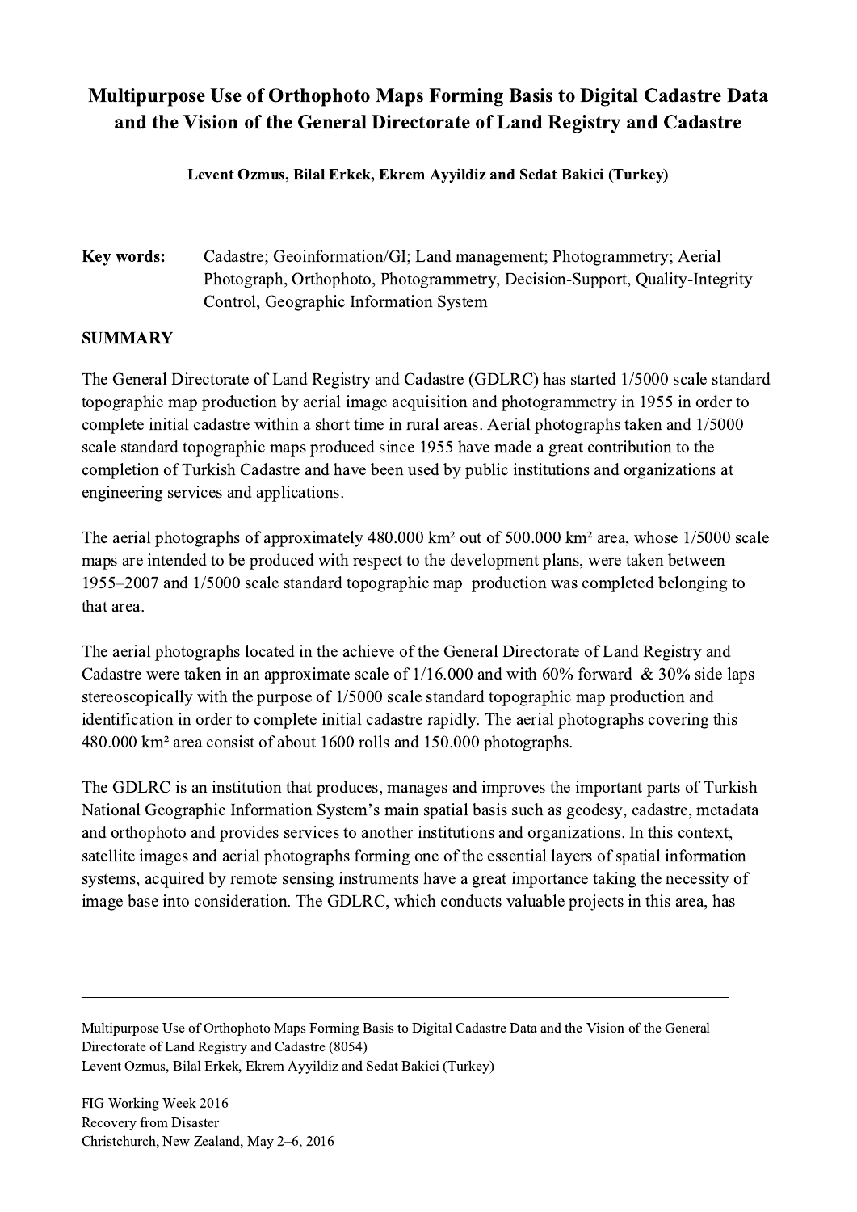# Multipurpose Use of Orthophoto Maps Forming Basis to Digital Cadastre Data and the Vision of the General Directorate of Land Registry and Cadastre

**Levent Ozmus, Bilal Erkek, Ekrem Ayyildiz and Sedat Bakici (Turkey)**

**Key words:** Cadastre; Geoinformation/GI; Land management; Photogrammetry; Aerial Photograph, Orthophoto, Photogrammetry, Decision-Support, Quality-Integrity Control, Geographic Information System

## SUMMARY

The General Directorate of Land Registry and Cadastre (GDLRC) has started 1/5000 scale standard topographic map production by aerial image acquisition and photogrammetry in 1955 in order to complete initial cadastre within a short time in rural areas. Aerial photographs taken and 1/5000 scale standard topographic maps produced since 1955 have made a great contribution to the completion of Turkish Cadastre and have been used by public institutions and organizations at engineering services and applications.

The aerial photographs of approximately 480.000 km² out of 500.000 km² area, whose 1/5000 scale maps are intended to be produced with respect to the development plans, were taken between 1955–2007 and 1/5000 scale standard topographic map production was completed belonging to that area.

The aerial photographs located in the achieve of the General Directorate of Land Registry and Cadastre were taken in an approximate scale of 1/16.000 and with 60% forward & 30% side laps stereoscopically with the purpose of 1/5000 scale standard topographic map production and identification in order to complete initial cadastre rapidly. The aerial photographs covering this 480.000 km² area consist of about 1600 rolls and 150.000 photographs.

The GDLRC is an institution that produces, manages and improves the important parts of Turkish National Geographic Information System's main spatial basis such as geodesy, cadastre, metadata and orthophoto and provides services to another institutions and organizations. In this context, satellite images and aerial photographs forming one of the essential layers of spatial information systems, acquired by remote sensing instruments have a great importance taking the necessity of image base into consideration. The GDLRC, which conducts valuable projects in this area, has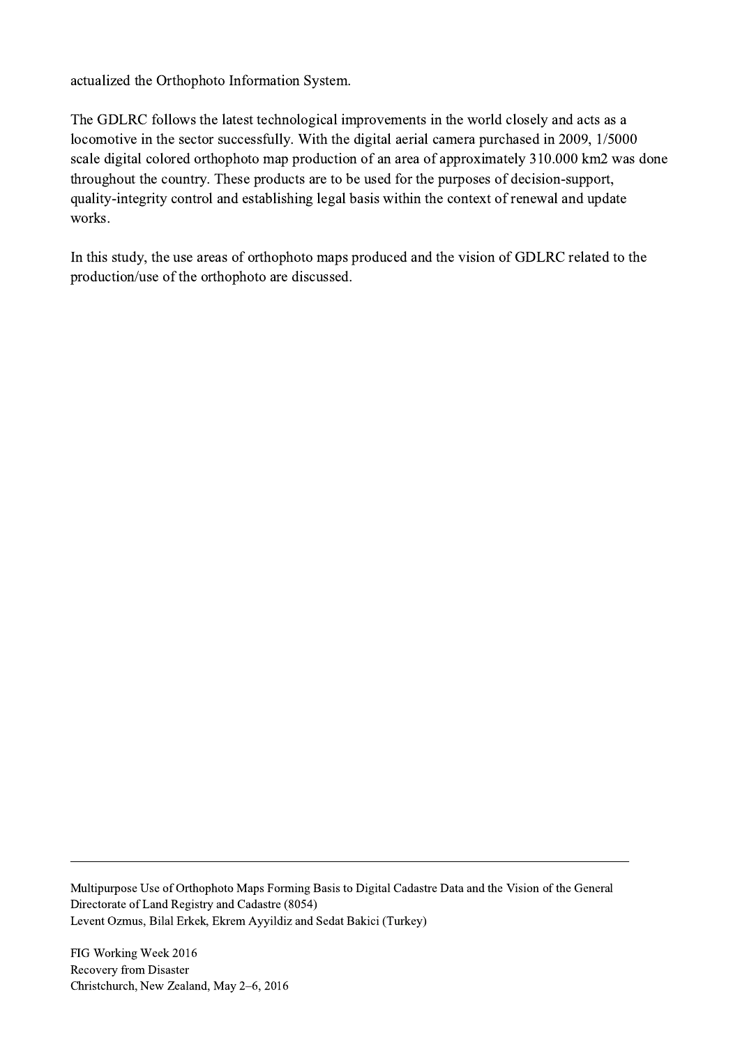actualized the Orthophoto Information System.

The GDLRC follows the latest technological improvements in the world closely and acts as a locomotive in the sector successfully. With the digital aerial camera purchased in 2009, 1/5000 scale digital colored orthophoto map production of an area of approximately 310.000 km2 was done throughout the country. These products are to be used for the purposes of decision-support, quality-integrity control and establishing legal basis within the context of renewal and update works.

In this study, the use areas of orthophoto maps produced and the vision of GDLRC related to the production/use of the orthophoto are discussed.